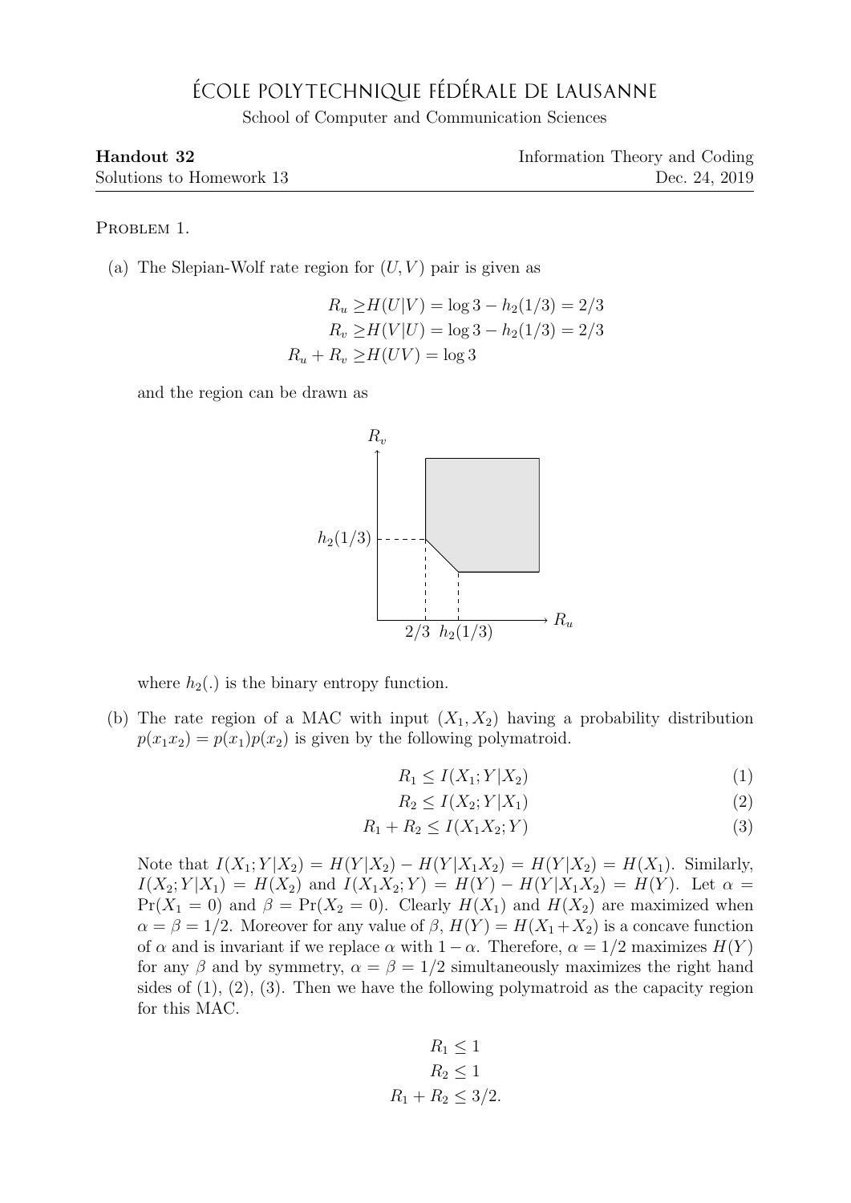# École Polytechnique Fédérale de Lausanne

School of Computer and Communication Sciences

**Handout 32** — Information Theory and Coding
Solutions to Homework 13 — Dec. 24, 2019

Problem 1.

(a) The Slepian-Wolf rate region for $(U, V)$ pair is given as

$$
\begin{aligned}
R_u &\geq H(U|V) = \log 3 - h_2(1/3) = 2/3 \\
R_v &\geq H(V|U) = \log 3 - h_2(1/3) = 2/3 \\
R_u + R_v &\geq H(UV) = \log 3
\end{aligned}
$$

and the region can be drawn as

where $h_2(.)$ is the binary entropy function.

(b) The rate region of a MAC with input $(X_1, X_2)$ having a probability distribution $p(x_1 x_2) = p(x_1)p(x_2)$ is given by the following polymatroid.

$$R_1 \leq I(X_1; Y|X_2) \tag{1}$$

$$R_2 \leq I(X_2; Y|X_1) \tag{2}$$

$$R_1 + R_2 \leq I(X_1 X_2; Y) \tag{3}$$

Note that $I(X_1; Y|X_2) = H(Y|X_2) - H(Y|X_1 X_2) = H(Y|X_2) = H(X_1)$. Similarly, $I(X_2; Y|X_1) = H(X_2)$ and $I(X_1 X_2; Y) = H(Y) - H(Y|X_1 X_2) = H(Y)$. Let $\alpha = \Pr(X_1 = 0)$ and $\beta = \Pr(X_2 = 0)$. Clearly $H(X_1)$ and $H(X_2)$ are maximized when $\alpha = \beta = 1/2$. Moreover for any value of $\beta$, $H(Y) = H(X_1 + X_2)$ is a concave function of $\alpha$ and is invariant if we replace $\alpha$ with $1 - \alpha$. Therefore, $\alpha = 1/2$ maximizes $H(Y)$ for any $\beta$ and by symmetry, $\alpha = \beta = 1/2$ simultaneously maximizes the right hand sides of (1), (2), (3). Then we have the following polymatroid as the capacity region for this MAC.

$$
\begin{aligned}
R_1 &\leq 1 \\
R_2 &\leq 1 \\
R_1 + R_2 &\leq 3/2.
\end{aligned}
$$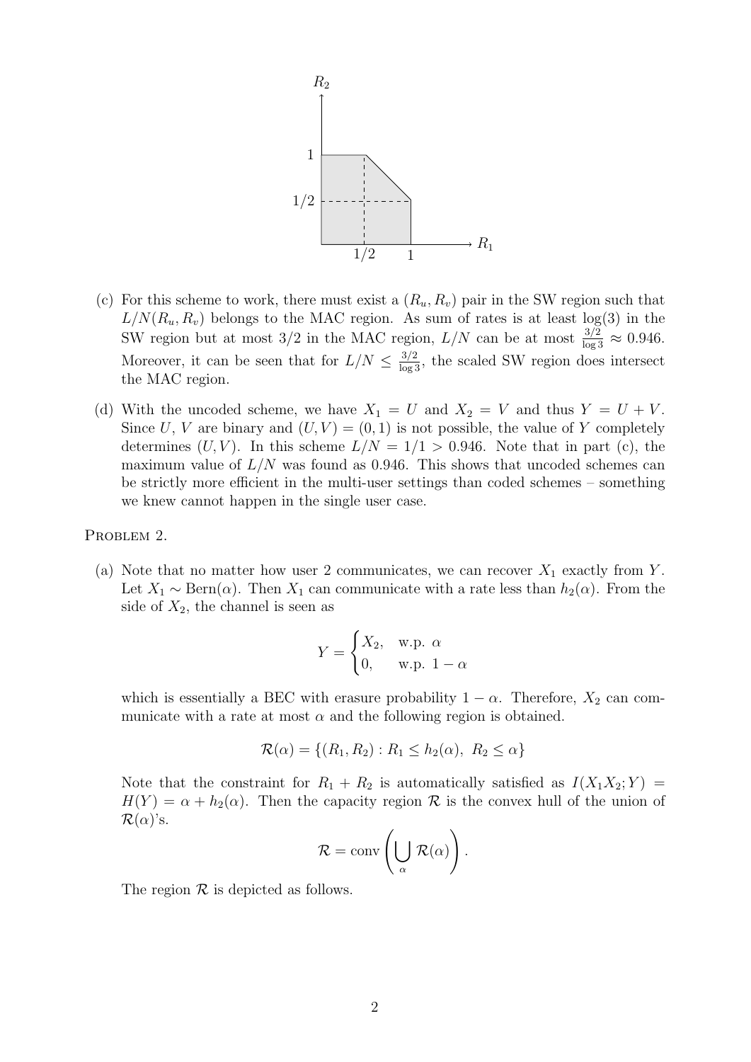(c) For this scheme to work, there must exist a $(R_u, R_v)$ pair in the SW region such that $L/N(R_u, R_v)$ belongs to the MAC region. As sum of rates is at least $\log(3)$ in the SW region but at most $3/2$ in the MAC region, $L/N$ can be at most $\frac{3/2}{\log 3} \approx 0.946$. Moreover, it can be seen that for $L/N \leq \frac{3/2}{\log 3}$, the scaled SW region does intersect the MAC region.

(d) With the uncoded scheme, we have $X_1 = U$ and $X_2 = V$ and thus $Y = U + V$. Since $U$, $V$ are binary and $(U, V) = (0, 1)$ is not possible, the value of $Y$ completely determines $(U, V)$. In this scheme $L/N = 1/1 > 0.946$. Note that in part (c), the maximum value of $L/N$ was found as 0.946. This shows that uncoded schemes can be strictly more efficient in the multi-user settings than coded schemes – something we knew cannot happen in the single user case.

PROBLEM 2.

(a) Note that no matter how user 2 communicates, we can recover $X_1$ exactly from $Y$. Let $X_1 \sim \text{Bern}(\alpha)$. Then $X_1$ can communicate with a rate less than $h_2(\alpha)$. From the side of $X_2$, the channel is seen as

$$Y = \begin{cases} X_2, & \text{w.p. } \alpha \\ 0, & \text{w.p. } 1 - \alpha \end{cases}$$

which is essentially a BEC with erasure probability $1 - \alpha$. Therefore, $X_2$ can communicate with a rate at most $\alpha$ and the following region is obtained.

$$\mathcal{R}(\alpha) = \{(R_1, R_2) : R_1 \leq h_2(\alpha),\ R_2 \leq \alpha\}$$

Note that the constraint for $R_1 + R_2$ is automatically satisfied as $I(X_1 X_2; Y) = H(Y) = \alpha + h_2(\alpha)$. Then the capacity region $\mathcal{R}$ is the convex hull of the union of $\mathcal{R}(\alpha)$'s.

$$\mathcal{R} = \text{conv}\left(\bigcup_{\alpha} \mathcal{R}(\alpha)\right).$$

The region $\mathcal{R}$ is depicted as follows.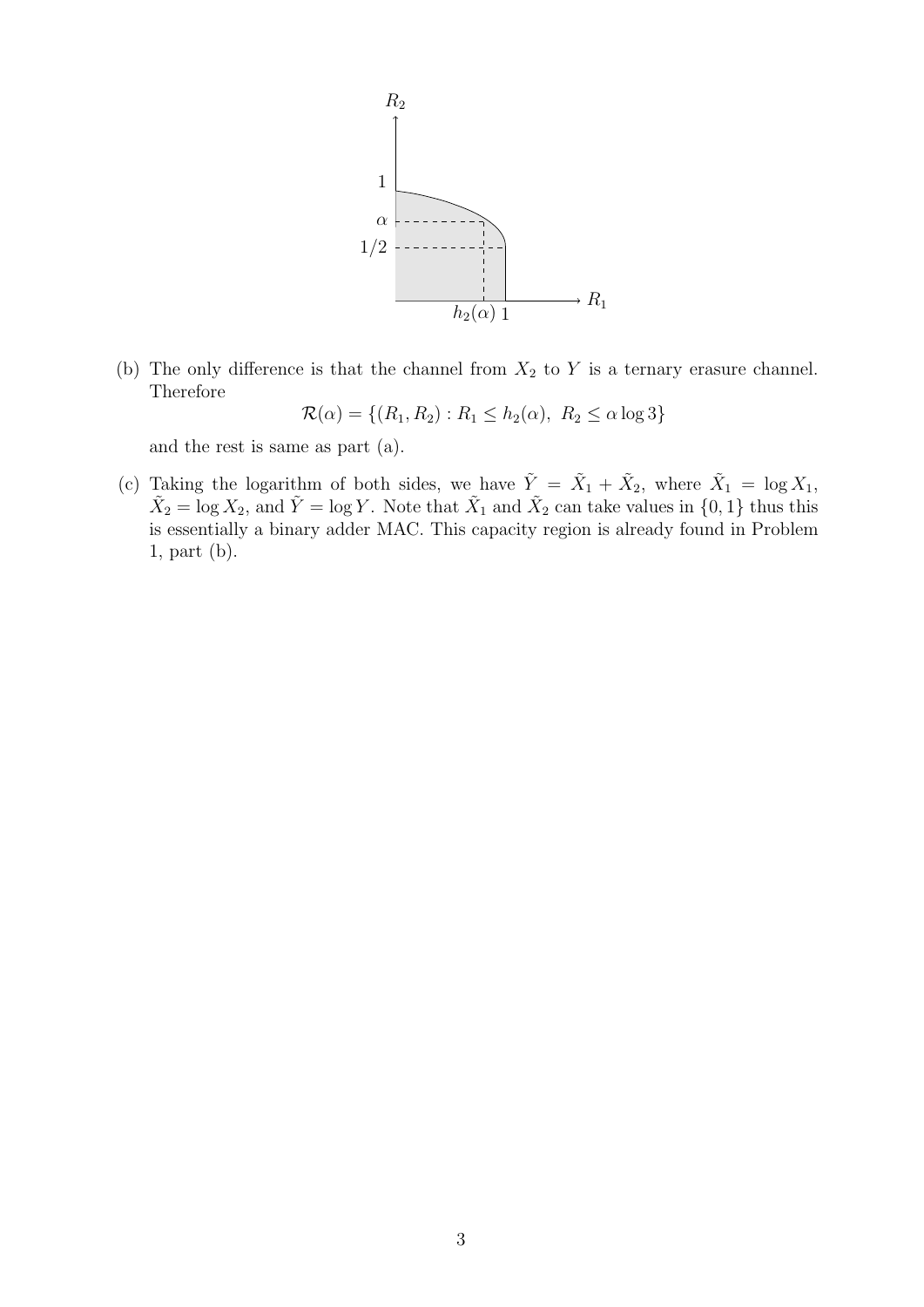$R_2$

1

$\alpha$

1/2

$h_2(\alpha)$ 1

$R_1$

(b) The only difference is that the channel from $X_2$ to $Y$ is a ternary erasure channel. Therefore

$$\mathcal{R}(\alpha) = \{(R_1, R_2) : R_1 \leq h_2(\alpha),\ R_2 \leq \alpha \log 3\}$$

and the rest is same as part (a).

(c) Taking the logarithm of both sides, we have $\tilde{Y} = \tilde{X}_1 + \tilde{X}_2$, where $\tilde{X}_1 = \log X_1$, $\tilde{X}_2 = \log X_2$, and $\tilde{Y} = \log Y$. Note that $\tilde{X}_1$ and $\tilde{X}_2$ can take values in $\{0, 1\}$ thus this is essentially a binary adder MAC. This capacity region is already found in Problem 1, part (b).